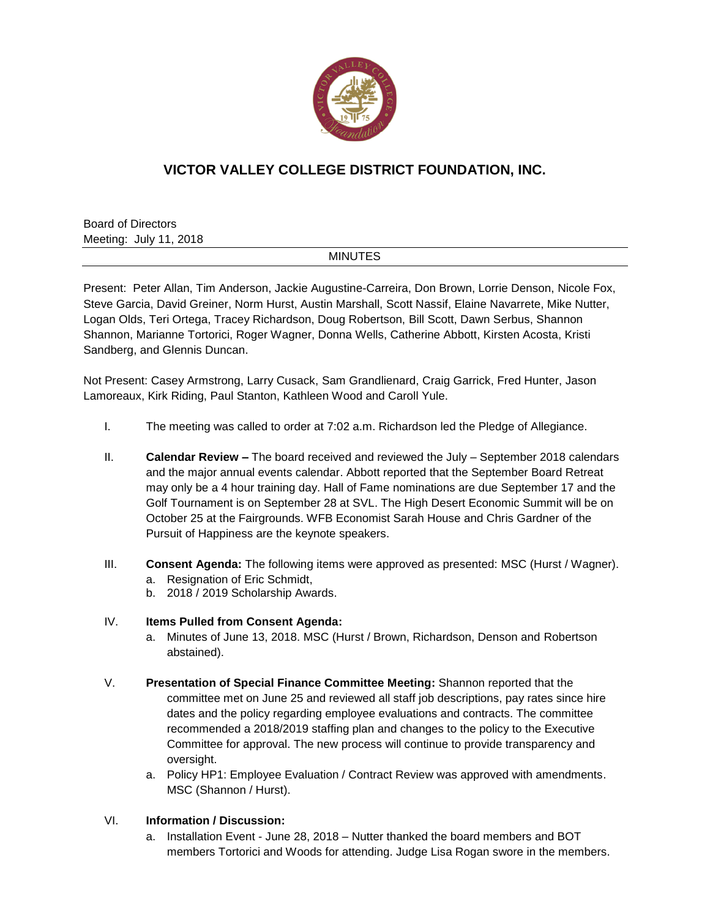# VICTOR VALLEY COLLEGE DISTRICT FOUNDATION, INC.

Board of Directors
Meeting: July 11, 2018

MINUTES

Present: Peter Allan, Tim Anderson, Jackie Augustine-Carreira, Don Brown, Lorrie Denson, Nicole Fox, Steve Garcia, David Greiner, Norm Hurst, Austin Marshall, Scott Nassif, Elaine Navarrete, Mike Nutter, Logan Olds, Teri Ortega, Tracey Richardson, Doug Robertson, Bill Scott, Dawn Serbus, Shannon Shannon, Marianne Tortorici, Roger Wagner, Donna Wells, Catherine Abbott, Kirsten Acosta, Kristi Sandberg, and Glennis Duncan.

Not Present: Casey Armstrong, Larry Cusack, Sam Grandlienard, Craig Garrick, Fred Hunter, Jason Lamoreaux, Kirk Riding, Paul Stanton, Kathleen Wood and Caroll Yule.

I. The meeting was called to order at 7:02 a.m. Richardson led the Pledge of Allegiance.

II. **Calendar Review –** The board received and reviewed the July – September 2018 calendars and the major annual events calendar. Abbott reported that the September Board Retreat may only be a 4 hour training day. Hall of Fame nominations are due September 17 and the Golf Tournament is on September 28 at SVL. The High Desert Economic Summit will be on October 25 at the Fairgrounds. WFB Economist Sarah House and Chris Gardner of the Pursuit of Happiness are the keynote speakers.

III. **Consent Agenda:** The following items were approved as presented: MSC (Hurst / Wagner).
   a. Resignation of Eric Schmidt,
   b. 2018 / 2019 Scholarship Awards.

IV. **Items Pulled from Consent Agenda:**
   a. Minutes of June 13, 2018. MSC (Hurst / Brown, Richardson, Denson and Robertson abstained).

V. **Presentation of Special Finance Committee Meeting:** Shannon reported that the committee met on June 25 and reviewed all staff job descriptions, pay rates since hire dates and the policy regarding employee evaluations and contracts. The committee recommended a 2018/2019 staffing plan and changes to the policy to the Executive Committee for approval. The new process will continue to provide transparency and oversight.
   a. Policy HP1: Employee Evaluation / Contract Review was approved with amendments. MSC (Shannon / Hurst).

VI. **Information / Discussion:**
   a. Installation Event - June 28, 2018 – Nutter thanked the board members and BOT members Tortorici and Woods for attending. Judge Lisa Rogan swore in the members.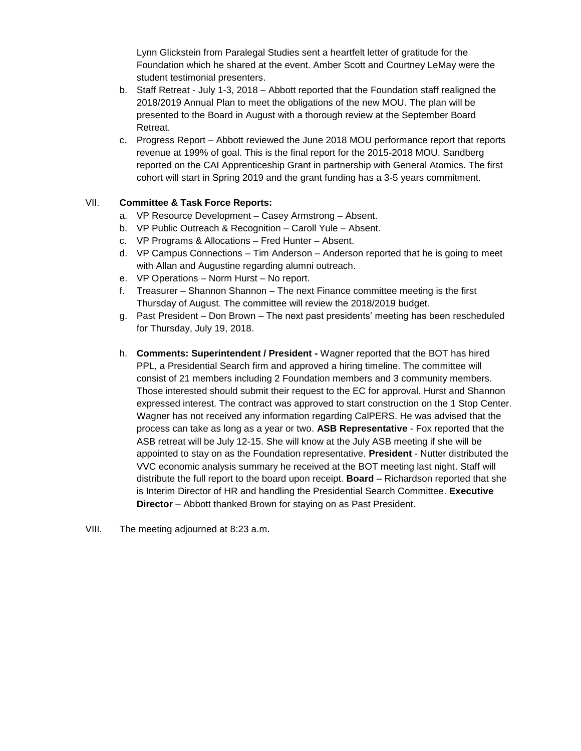Lynn Glickstein from Paralegal Studies sent a heartfelt letter of gratitude for the Foundation which he shared at the event. Amber Scott and Courtney LeMay were the student testimonial presenters.

b. Staff Retreat - July 1-3, 2018 – Abbott reported that the Foundation staff realigned the 2018/2019 Annual Plan to meet the obligations of the new MOU. The plan will be presented to the Board in August with a thorough review at the September Board Retreat.

c. Progress Report – Abbott reviewed the June 2018 MOU performance report that reports revenue at 199% of goal. This is the final report for the 2015-2018 MOU. Sandberg reported on the CAI Apprenticeship Grant in partnership with General Atomics. The first cohort will start in Spring 2019 and the grant funding has a 3-5 years commitment.

VII. **Committee & Task Force Reports:**

a. VP Resource Development – Casey Armstrong – Absent.
b. VP Public Outreach & Recognition – Caroll Yule – Absent.
c. VP Programs & Allocations – Fred Hunter – Absent.
d. VP Campus Connections – Tim Anderson – Anderson reported that he is going to meet with Allan and Augustine regarding alumni outreach.
e. VP Operations – Norm Hurst – No report.
f. Treasurer – Shannon Shannon – The next Finance committee meeting is the first Thursday of August. The committee will review the 2018/2019 budget.
g. Past President – Don Brown – The next past presidents' meeting has been rescheduled for Thursday, July 19, 2018.

h. **Comments: Superintendent / President -** Wagner reported that the BOT has hired PPL, a Presidential Search firm and approved a hiring timeline. The committee will consist of 21 members including 2 Foundation members and 3 community members. Those interested should submit their request to the EC for approval. Hurst and Shannon expressed interest. The contract was approved to start construction on the 1 Stop Center. Wagner has not received any information regarding CalPERS. He was advised that the process can take as long as a year or two. **ASB Representative** - Fox reported that the ASB retreat will be July 12-15. She will know at the July ASB meeting if she will be appointed to stay on as the Foundation representative. **President** - Nutter distributed the VVC economic analysis summary he received at the BOT meeting last night. Staff will distribute the full report to the board upon receipt. **Board** – Richardson reported that she is Interim Director of HR and handling the Presidential Search Committee. **Executive Director** – Abbott thanked Brown for staying on as Past President.

VIII. The meeting adjourned at 8:23 a.m.